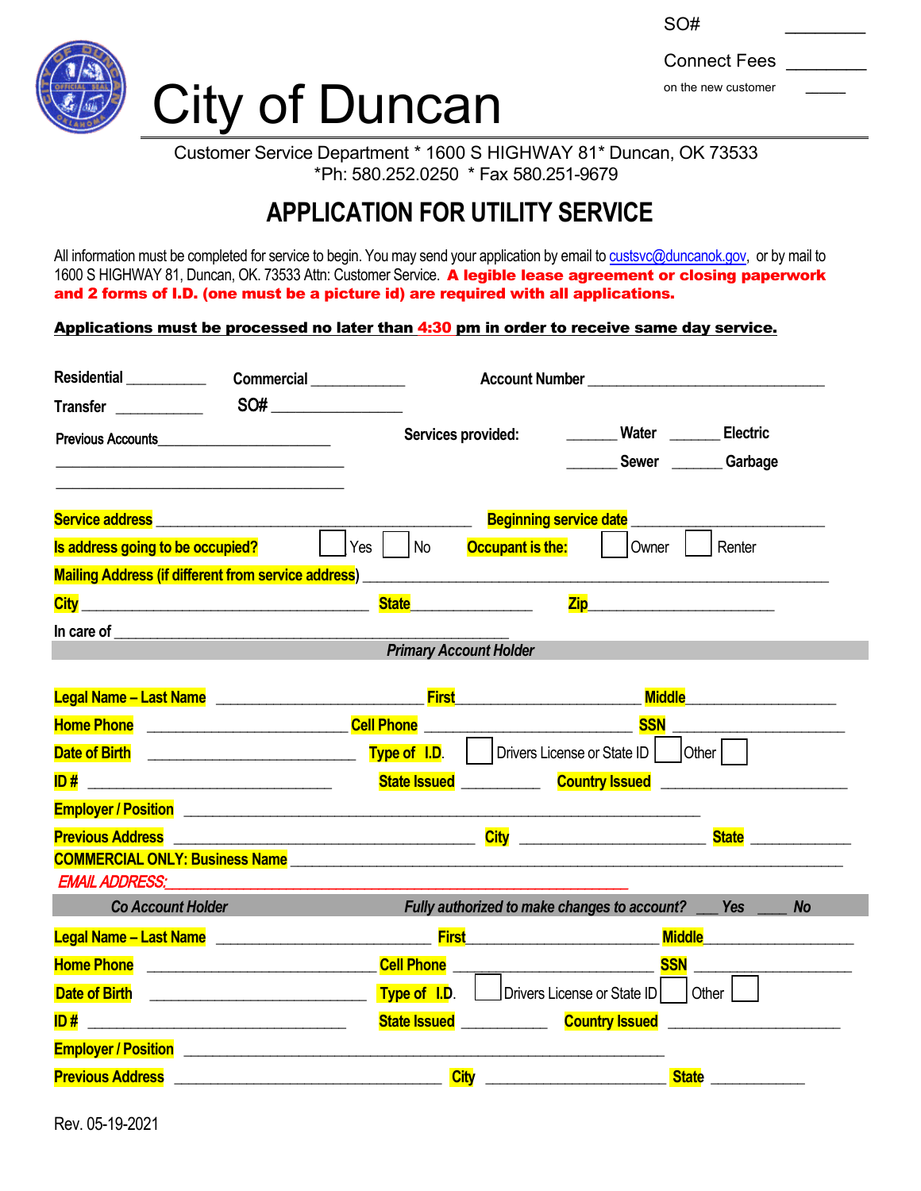SO# ________

Connect Fees ________

on the new customer _____

# City of Duncan

Customer Service Department * 1600 S HIGHWAY 81* Duncan, OK 73533
*Ph: 580.252.0250 * Fax 580.251-9679

## APPLICATION FOR UTILITY SERVICE

All information must be completed for service to begin. You may send your application by email to custsvc@duncanok.gov, or by mail to 1600 S HIGHWAY 81, Duncan, OK. 73533 Attn: Customer Service. **A legible lease agreement or closing paperwork and 2 forms of I.D. (one must be a picture id) are required with all applications.**

**Applications must be processed no later than 4:30 pm in order to receive same day service.**

Residential __________ Commercial ___________ Account Number ______________________________

Transfer __________ SO# ________________

Previous Accounts______________________
______________________________________
______________________________________

Services provided: ______ Water ______ Electric
______ Sewer ______ Garbage

Service address ______________________________________ Beginning service date ______________________

Is address going to be occupied? ☐ Yes ☐ No Occupant is the: ☐ Owner ☐ Renter

Mailing Address (if different from service address) ______________________________________________

City ____________________________________ State_______________ Zip_______________________

In care of ______________________________________________

***Primary Account Holder***

Legal Name – Last Name ________________________ First______________________ Middle__________________

Home Phone ________________________ Cell Phone ________________________ SSN ____________________

Date of Birth ________________________ Type of I.D. ☐ Drivers License or State ID ☐ Other ☐

ID # ______________________________ State Issued __________ Country Issued ______________________

Employer / Position ____________________________________________________________

Previous Address ____________________________________ City ______________________ State ____________

COMMERCIAL ONLY: Business Name ________________________________________________________________

*EMAIL ADDRESS:* ______________________________________________________

***Co Account Holder*** ***Fully authorized to make changes to account?*** ___ **Yes** ____ **No**

Legal Name – Last Name ________________________ First______________________ Middle__________________

Home Phone __________________________ Cell Phone ________________________ SSN ____________________

Date of Birth __________________________ Type of I.D. ☐ Drivers License or State ID ☐ Other ☐

ID # ______________________________ State Issued __________ Country Issued ______________________

Employer / Position ________________________________________________________

Previous Address ________________________________ City ______________________ State ___________

Rev. 05-19-2021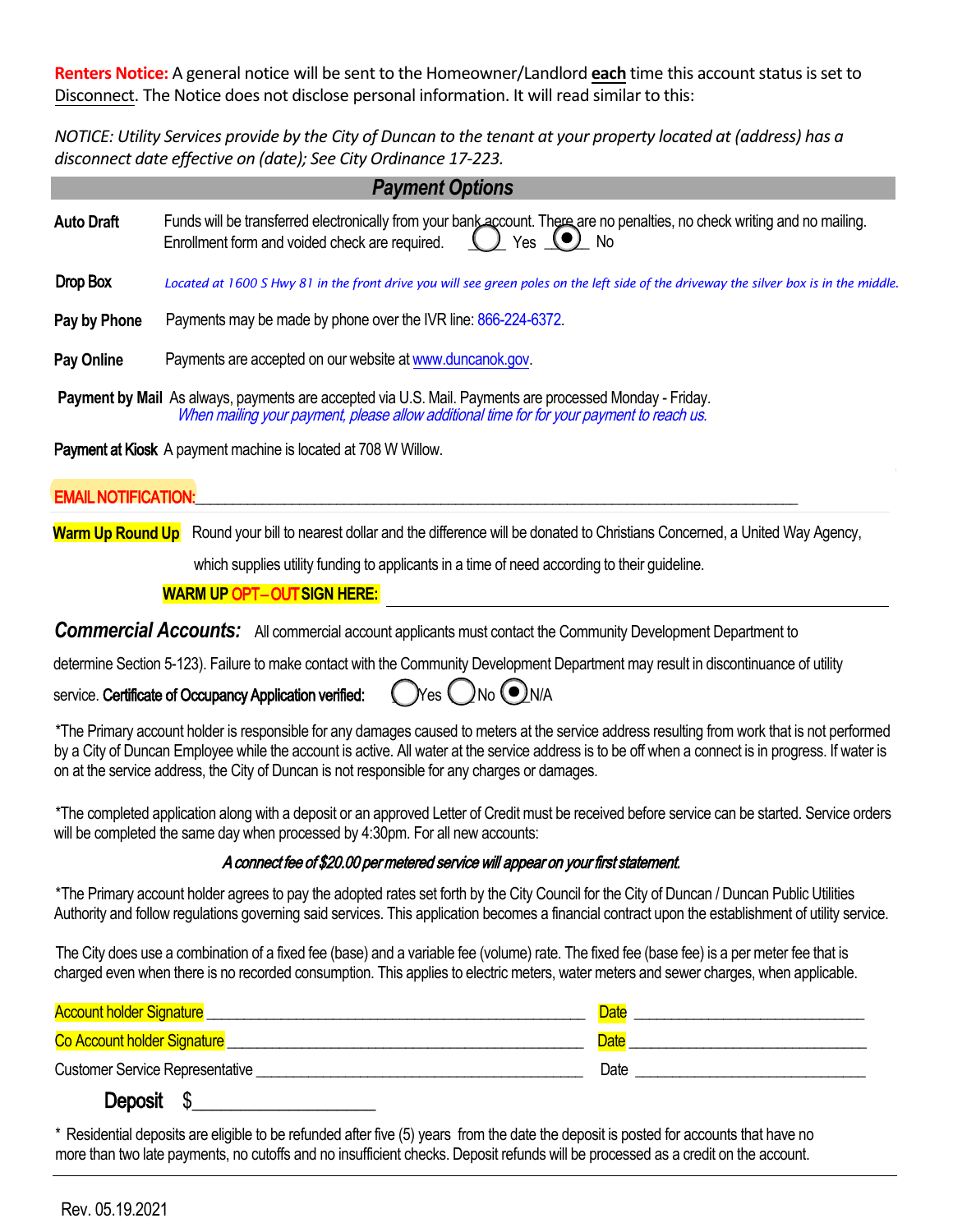**Renters Notice:** A general notice will be sent to the Homeowner/Landlord **each** time this account status is set to Disconnect. The Notice does not disclose personal information. It will read similar to this:

*NOTICE: Utility Services provide by the City of Duncan to the tenant at your property located at (address) has a disconnect date effective on (date); See City Ordinance 17-223.*

## Payment Options

**Auto Draft** Funds will be transferred electronically from your bank account. There are no penalties, no check writing and no mailing. Enrollment form and voided check are required. ○ Yes ● No

**Drop Box** *Located at 1600 S Hwy 81 in the front drive you will see green poles on the left side of the driveway the silver box is in the middle.*

**Pay by Phone** Payments may be made by phone over the IVR line: 866-224-6372.

**Pay Online** Payments are accepted on our website at www.duncanok.gov.

**Payment by Mail** As always, payments are accepted via U.S. Mail. Payments are processed Monday - Friday. *When mailing your payment, please allow additional time for for your payment to reach us.*

**Payment at Kiosk** A payment machine is located at 708 W Willow.

**EMAIL NOTIFICATION:**\_\_\_\_\_\_\_\_\_\_\_\_\_\_\_\_\_\_\_\_\_\_\_\_\_\_\_\_\_\_\_\_\_\_\_\_\_\_\_\_\_\_\_\_\_\_\_\_

**Warm Up Round Up** Round your bill to nearest dollar and the difference will be donated to Christians Concerned, a United Way Agency, which supplies utility funding to applicants in a time of need according to their guideline.

**WARM UP OPT – OUT SIGN HERE:** \_\_\_\_\_\_\_\_\_\_\_\_\_\_\_\_\_\_\_\_\_\_\_\_\_\_\_\_\_\_\_\_\_\_\_\_

***Commercial Accounts:*** All commercial account applicants must contact the Community Development Department to determine Section 5-123). Failure to make contact with the Community Development Department may result in discontinuance of utility service. **Certificate of Occupancy Application verified:** ○ Yes ○ No ● N/A

*The Primary account holder is responsible for any damages caused to meters at the service address resulting from work that is not performed by a City of Duncan Employee while the account is active. All water at the service address is to be off when a connect is in progress. If water is on at the service address, the City of Duncan is not responsible for any charges or damages.

*The completed application along with a deposit or an approved Letter of Credit must be received before service can be started. Service orders will be completed the same day when processed by 4:30pm. For all new accounts:

*A connect fee of $20.00 per metered service will appear on your first statement.*

*The Primary account holder agrees to pay the adopted rates set forth by the City Council for the City of Duncan / Duncan Public Utilities Authority and follow regulations governing said services. This application becomes a financial contract upon the establishment of utility service.

The City does use a combination of a fixed fee (base) and a variable fee (volume) rate. The fixed fee (base fee) is a per meter fee that is charged even when there is no recorded consumption. This applies to electric meters, water meters and sewer charges, when applicable.

Account holder Signature \_\_\_\_\_\_\_\_\_\_\_\_\_\_\_\_\_\_\_\_\_\_\_\_\_\_\_\_\_\_\_\_ Date \_\_\_\_\_\_\_\_\_\_\_\_\_\_\_\_\_\_\_\_

Co Account holder Signature \_\_\_\_\_\_\_\_\_\_\_\_\_\_\_\_\_\_\_\_\_\_\_\_\_\_\_\_\_\_ Date \_\_\_\_\_\_\_\_\_\_\_\_\_\_\_\_\_\_\_\_

Customer Service Representative \_\_\_\_\_\_\_\_\_\_\_\_\_\_\_\_\_\_\_\_\_\_\_\_\_\_\_\_ Date \_\_\_\_\_\_\_\_\_\_\_\_\_\_\_\_\_\_\_\_

**Deposit** $\_\_\_\_\_\_\_\_\_\_\_\_\_\_\_\_

* Residential deposits are eligible to be refunded after five (5) years from the date the deposit is posted for accounts that have no more than two late payments, no cutoffs and no insufficient checks. Deposit refunds will be processed as a credit on the account.

Rev. 05.19.2021